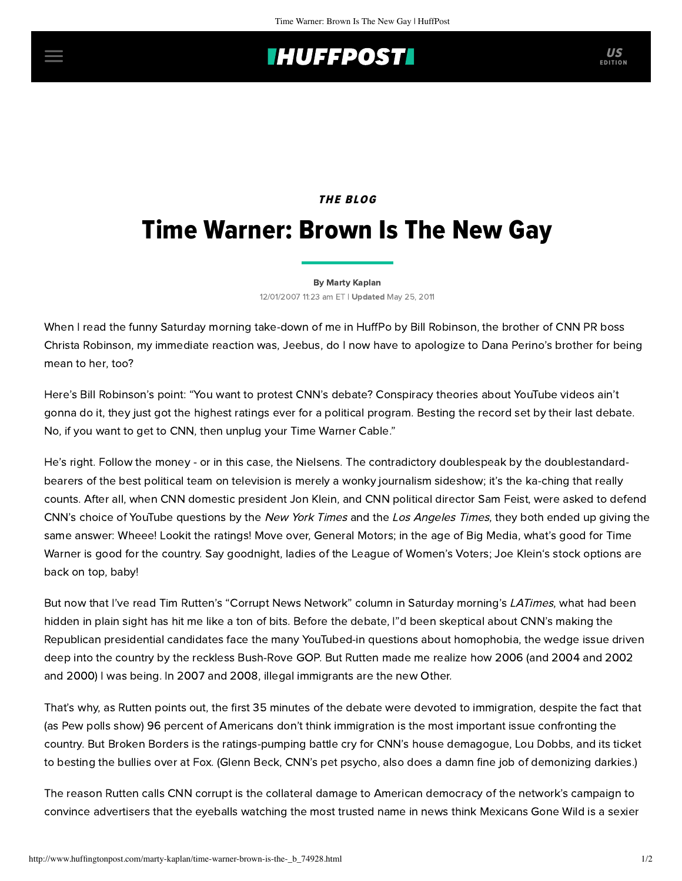*THE BLOG*

# Time Warner: Brown Is The New Gay

By Marty Kaplan

12/01/2007 11:23 am ET | **Updated** May 25, 2011

When I read the funny Saturday morning take-down of me in HuffPo by Bill Robinson, the brother of CNN PR boss Christa Robinson, my immediate reaction was, Jeebus, do I now have to apologize to Dana Perino's brother for being mean to her, too?

Here's Bill Robinson's point: "You want to protest CNN's debate? Conspiracy theories about YouTube videos ain't gonna do it, they just got the highest ratings ever for a political program. Besting the record set by their last debate. No, if you want to get to CNN, then unplug your Time Warner Cable."

He's right. Follow the money - or in this case, the Nielsens. The contradictory doublespeak by the doublestandard-bearers of the best political team on television is merely a wonky journalism sideshow; it's the ka-ching that really counts. After all, when CNN domestic president Jon Klein, and CNN political director Sam Feist, were asked to defend CNN's choice of YouTube questions by the *New York Times* and the *Los Angeles Times*, they both ended up giving the same answer: Wheee! Lookit the ratings! Move over, General Motors; in the age of Big Media, what's good for Time Warner is good for the country. Say goodnight, ladies of the League of Women's Voters; Joe Klein's stock options are back on top, baby!

But now that I've read Tim Rutten's "Corrupt News Network" column in Saturday morning's *LATimes*, what had been hidden in plain sight has hit me like a ton of bits. Before the debate, I"d been skeptical about CNN's making the Republican presidential candidates face the many YouTubed-in questions about homophobia, the wedge issue driven deep into the country by the reckless Bush-Rove GOP. But Rutten made me realize how 2006 (and 2004 and 2002 and 2000) I was being. In 2007 and 2008, illegal immigrants are the new Other.

That's why, as Rutten points out, the first 35 minutes of the debate were devoted to immigration, despite the fact that (as Pew polls show) 96 percent of Americans don't think immigration is the most important issue confronting the country. But Broken Borders is the ratings-pumping battle cry for CNN's house demagogue, Lou Dobbs, and its ticket to besting the bullies over at Fox. (Glenn Beck, CNN's pet psycho, also does a damn fine job of demonizing darkies.)

The reason Rutten calls CNN corrupt is the collateral damage to American democracy of the network's campaign to convince advertisers that the eyeballs watching the most trusted name in news think Mexicans Gone Wild is a sexier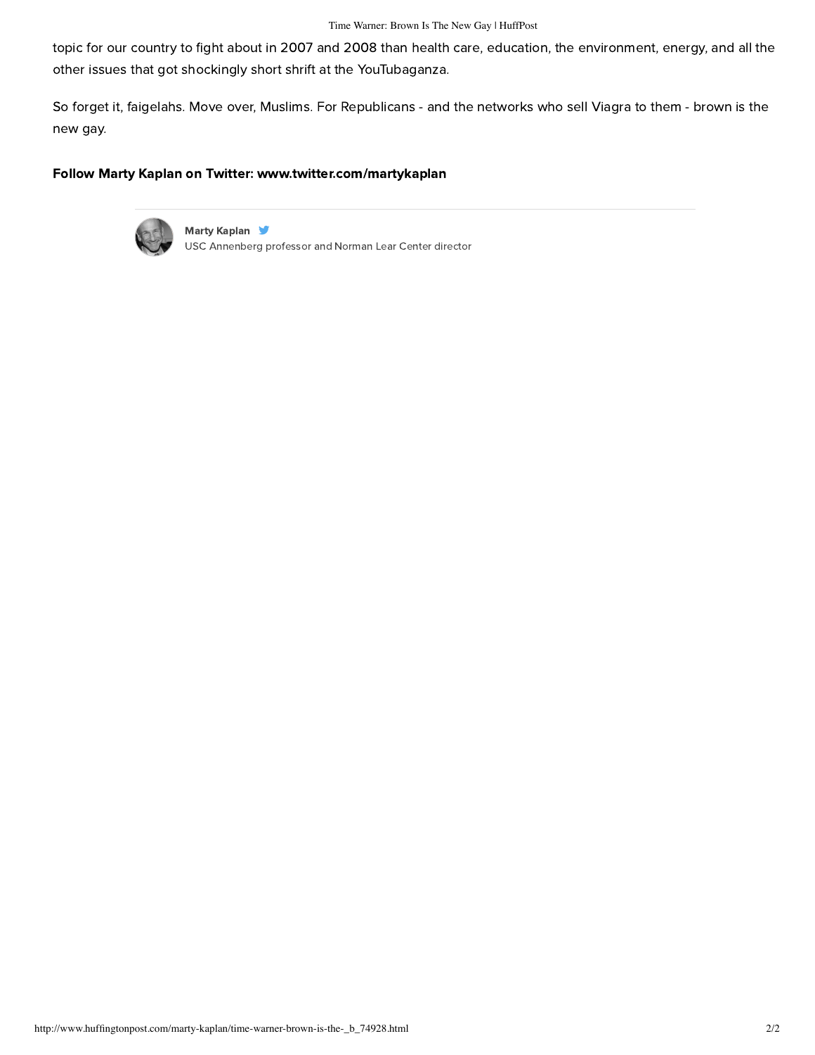topic for our country to fight about in 2007 and 2008 than health care, education, the environment, energy, and all the other issues that got shockingly short shrift at the YouTubaganza.

So forget it, faigelahs. Move over, Muslims. For Republicans - and the networks who sell Viagra to them - brown is the new gay.

**Follow Marty Kaplan on Twitter: www.twitter.com/martykaplan**

**Marty Kaplan**
USC Annenberg professor and Norman Lear Center director